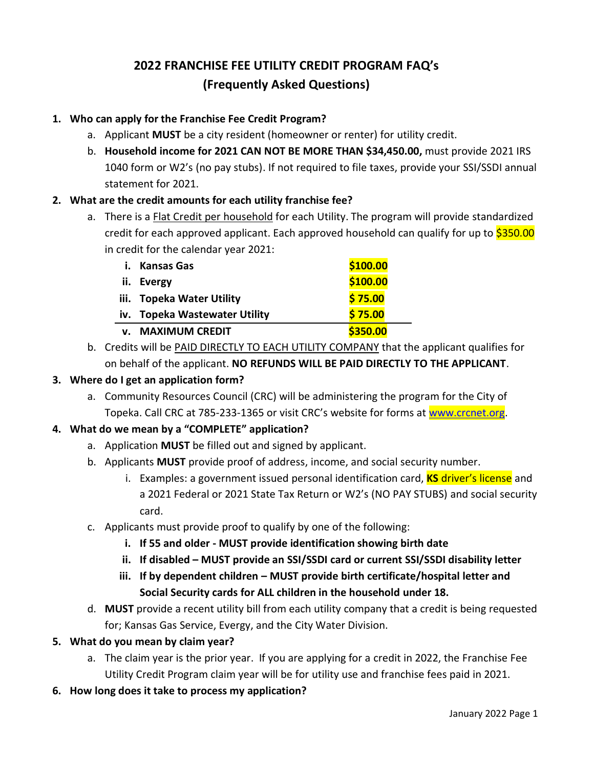# 2022 FRANCHISE FEE UTILITY CREDIT PROGRAM FAQ's
## (Frequently Asked Questions)

1. **Who can apply for the Franchise Fee Credit Program?**
   a. Applicant **MUST** be a city resident (homeowner or renter) for utility credit.
   b. **Household income for 2021 CAN NOT BE MORE THAN $34,450.00,** must provide 2021 IRS 1040 form or W2's (no pay stubs). If not required to file taxes, provide your SSI/SSDI annual statement for 2021.

2. **What are the credit amounts for each utility franchise fee?**
   a. There is a Flat Credit per household for each Utility. The program will provide standardized credit for each approved applicant. Each approved household can qualify for up to $350.00 in credit for the calendar year 2021:

| | |
|---|---|
| i. **Kansas Gas** | **$100.00** |
| ii. **Evergy** | **$100.00** |
| iii. **Topeka Water Utility** | **$ 75.00** |
| iv. **Topeka Wastewater Utility** | **$ 75.00** |
| v. **MAXIMUM CREDIT** | **$350.00** |

   b. Credits will be PAID DIRECTLY TO EACH UTILITY COMPANY that the applicant qualifies for on behalf of the applicant. **NO REFUNDS WILL BE PAID DIRECTLY TO THE APPLICANT**.

3. **Where do I get an application form?**
   a. Community Resources Council (CRC) will be administering the program for the City of Topeka. Call CRC at 785-233-1365 or visit CRC's website for forms at www.crcnet.org.

4. **What do we mean by a "COMPLETE" application?**
   a. Application **MUST** be filled out and signed by applicant.
   b. Applicants **MUST** provide proof of address, income, and social security number.
      i. Examples: a government issued personal identification card, **KS** driver's license and a 2021 Federal or 2021 State Tax Return or W2's (NO PAY STUBS) and social security card.
   c. Applicants must provide proof to qualify by one of the following:
      i. **If 55 and older - MUST provide identification showing birth date**
      ii. **If disabled – MUST provide an SSI/SSDI card or current SSI/SSDI disability letter**
      iii. **If by dependent children – MUST provide birth certificate/hospital letter and Social Security cards for ALL children in the household under 18.**
   d. **MUST** provide a recent utility bill from each utility company that a credit is being requested for; Kansas Gas Service, Evergy, and the City Water Division.

5. **What do you mean by claim year?**
   a. The claim year is the prior year. If you are applying for a credit in 2022, the Franchise Fee Utility Credit Program claim year will be for utility use and franchise fees paid in 2021.

6. **How long does it take to process my application?**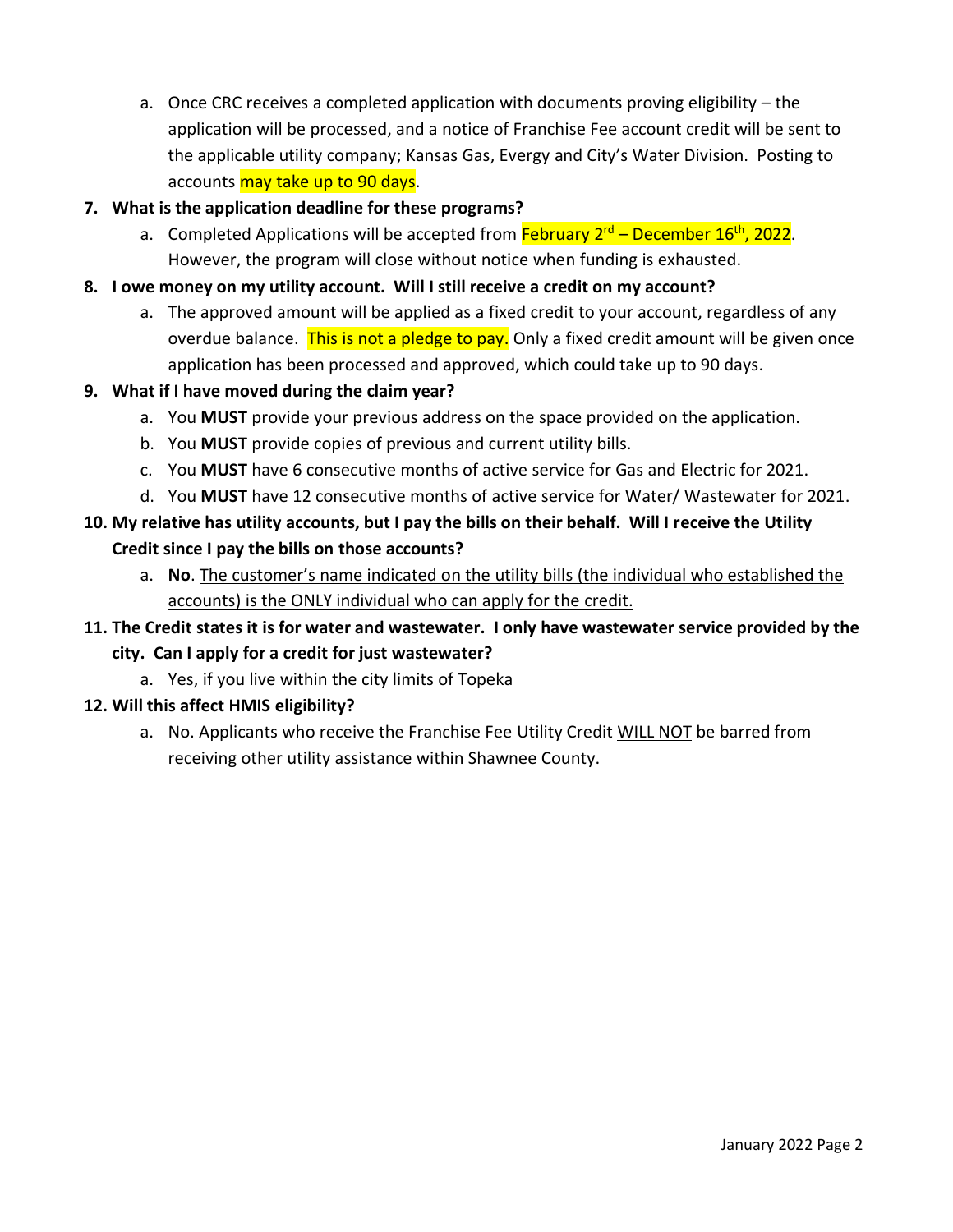a. Once CRC receives a completed application with documents proving eligibility – the application will be processed, and a notice of Franchise Fee account credit will be sent to the applicable utility company; Kansas Gas, Evergy and City's Water Division. Posting to accounts may take up to 90 days.

7. **What is the application deadline for these programs?**
   a. Completed Applications will be accepted from February 2rd – December 16th, 2022. However, the program will close without notice when funding is exhausted.

8. **I owe money on my utility account. Will I still receive a credit on my account?**
   a. The approved amount will be applied as a fixed credit to your account, regardless of any overdue balance. This is not a pledge to pay. Only a fixed credit amount will be given once application has been processed and approved, which could take up to 90 days.

9. **What if I have moved during the claim year?**
   a. You **MUST** provide your previous address on the space provided on the application.
   b. You **MUST** provide copies of previous and current utility bills.
   c. You **MUST** have 6 consecutive months of active service for Gas and Electric for 2021.
   d. You **MUST** have 12 consecutive months of active service for Water/ Wastewater for 2021.

10. **My relative has utility accounts, but I pay the bills on their behalf. Will I receive the Utility Credit since I pay the bills on those accounts?**
    a. **No**. The customer's name indicated on the utility bills (the individual who established the accounts) is the ONLY individual who can apply for the credit.

11. **The Credit states it is for water and wastewater. I only have wastewater service provided by the city. Can I apply for a credit for just wastewater?**
    a. Yes, if you live within the city limits of Topeka

12. **Will this affect HMIS eligibility?**
    a. No. Applicants who receive the Franchise Fee Utility Credit WILL NOT be barred from receiving other utility assistance within Shawnee County.